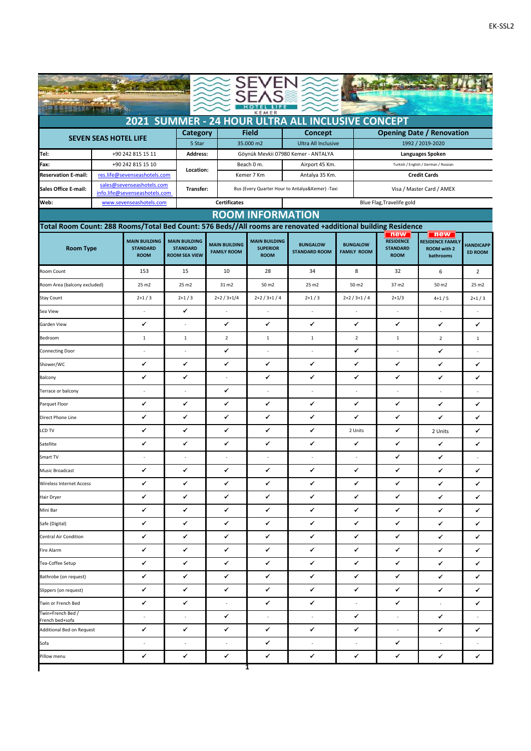EK-SSL2

# SEVEN SEAS HOTEL LIFE KEMER

## 2021 SUMMER - 24 HOUR ULTRA ALL INCLUSIVE CONCEPT

| SEVEN SEAS HOTEL LIFE | | Category | Field | | Concept | Opening Date / Renovation |
|---|---|---|---|---|---|---|
| | | 5 Star | 35.000 m2 | | Ultra All Inclusive | 1992 / 2019-2020 |
| Tel: | +90 242 815 15 11 | Address: | Göynük Mevkii 07980 Kemer - ANTALYA | | | Languages Spoken |
| Fax: | +90 242 815 15 10 | Location: | Beach 0 m. | | Airport 45 Km. | Turkish / English / German / Russian |
| Reservation E-mail: | res.life@sevenseashotels.com | | Kemer 7 Km | | Antalya 35 Km. | Credit Cards |
| Sales Office E-mail: | sales@sevenseashotels.com info.life@sevenseashotels.com | Transfer: | Bus (Every Quarter Hour to Antalya&Kemer) -Taxi | | | Visa / Master Card / AMEX |
| Web: | www.sevenseashotels.com | | Certificates | | Blue Flag,Travelife gold | |

## ROOM INFORMATION

**Total Room Count: 288 Rooms/Total Bed Count: 576 Beds//All rooms are renovated +additional building Residence**

| Room Type | MAIN BUILDING STANDARD ROOM | MAIN BUILDING STANDARD ROOM SEA VIEW | MAIN BUILDING FAMILY ROOM | MAIN BUILDING SUPERIOR ROOM | BUNGALOW STANDARD ROOM | BUNGALOW FAMILY ROOM | new RESIDENCE STANDARD ROOM | new RESIDENCE FAMILY ROOM with 2 bathrooms | HANDICAPPED ROOM |
|---|---|---|---|---|---|---|---|---|---|
| Room Count | 153 | 15 | 10 | 28 | 34 | 8 | 32 | 6 | 2 |
| Room Area (balcony excluded) | 25 m2 | 25 m2 | 31 m2 | 50 m2 | 25 m2 | 50 m2 | 37 m2 | 50 m2 | 25 m2 |
| Stay Count | 2+1 / 3 | 2+1 / 3 | 2+2 / 3+1/4 | 2+2 / 3+1 / 4 | 2+1 / 3 | 2+2 / 3+1 / 4 | 2+1/3 | 4+1 / 5 | 2+1 / 3 |
| Sea View | - | ✓ | - | - | - | - | - | - | - |
| Garden View | ✓ | - | ✓ | ✓ | ✓ | ✓ | ✓ | ✓ | ✓ |
| Bedroom | 1 | 1 | 2 | 1 | 1 | 2 | 1 | 2 | 1 |
| Connecting Door | - | - | ✓ | - | - | ✓ | - | ✓ | - |
| Shower/WC | ✓ | ✓ | ✓ | ✓ | ✓ | ✓ | ✓ | ✓ | ✓ |
| Balcony | ✓ | ✓ | - | ✓ | ✓ | ✓ | ✓ | ✓ | ✓ |
| Terrace or balcony | - | - | ✓ | - | - | - | - | - | - |
| Parquet Floor | ✓ | ✓ | ✓ | ✓ | ✓ | ✓ | ✓ | ✓ | ✓ |
| Direct Phone Line | ✓ | ✓ | ✓ | ✓ | ✓ | ✓ | ✓ | ✓ | ✓ |
| LCD TV | ✓ | ✓ | ✓ | ✓ | ✓ | 2 Units | ✓ | 2 Units | ✓ |
| Satellite | ✓ | ✓ | ✓ | ✓ | ✓ | ✓ | ✓ | ✓ | ✓ |
| Smart TV | - | - | - | - | - | - | ✓ | ✓ | - |
| Music Broadcast | ✓ | ✓ | ✓ | ✓ | ✓ | ✓ | ✓ | ✓ | ✓ |
| Wireless Internet Access | ✓ | ✓ | ✓ | ✓ | ✓ | ✓ | ✓ | ✓ | ✓ |
| Hair Dryer | ✓ | ✓ | ✓ | ✓ | ✓ | ✓ | ✓ | ✓ | ✓ |
| Mini Bar | ✓ | ✓ | ✓ | ✓ | ✓ | ✓ | ✓ | ✓ | ✓ |
| Safe (Digital) | ✓ | ✓ | ✓ | ✓ | ✓ | ✓ | ✓ | ✓ | ✓ |
| Central Air Condition | ✓ | ✓ | ✓ | ✓ | ✓ | ✓ | ✓ | ✓ | ✓ |
| Fire Alarm | ✓ | ✓ | ✓ | ✓ | ✓ | ✓ | ✓ | ✓ | ✓ |
| Tea-Coffee Setup | ✓ | ✓ | ✓ | ✓ | ✓ | ✓ | ✓ | ✓ | ✓ |
| Bathrobe (on request) | ✓ | ✓ | ✓ | ✓ | ✓ | ✓ | ✓ | ✓ | ✓ |
| Slippers (on request) | ✓ | ✓ | ✓ | ✓ | ✓ | ✓ | ✓ | ✓ | ✓ |
| Twin or French Bed | ✓ | ✓ | - | ✓ | ✓ | - | ✓ | - | ✓ |
| Twin+French Bed / French bed+sofa | - | - | ✓ | - | - | ✓ | - | ✓ | - |
| Additional Bed on Request | ✓ | ✓ | ✓ | ✓ | ✓ | ✓ | - | ✓ | ✓ |
| Sofa | - | - | - | ✓ | - | - | ✓ | - | - |
| Pillow menu | ✓ | ✓ | ✓ | ✓ | ✓ | ✓ | ✓ | ✓ | ✓ |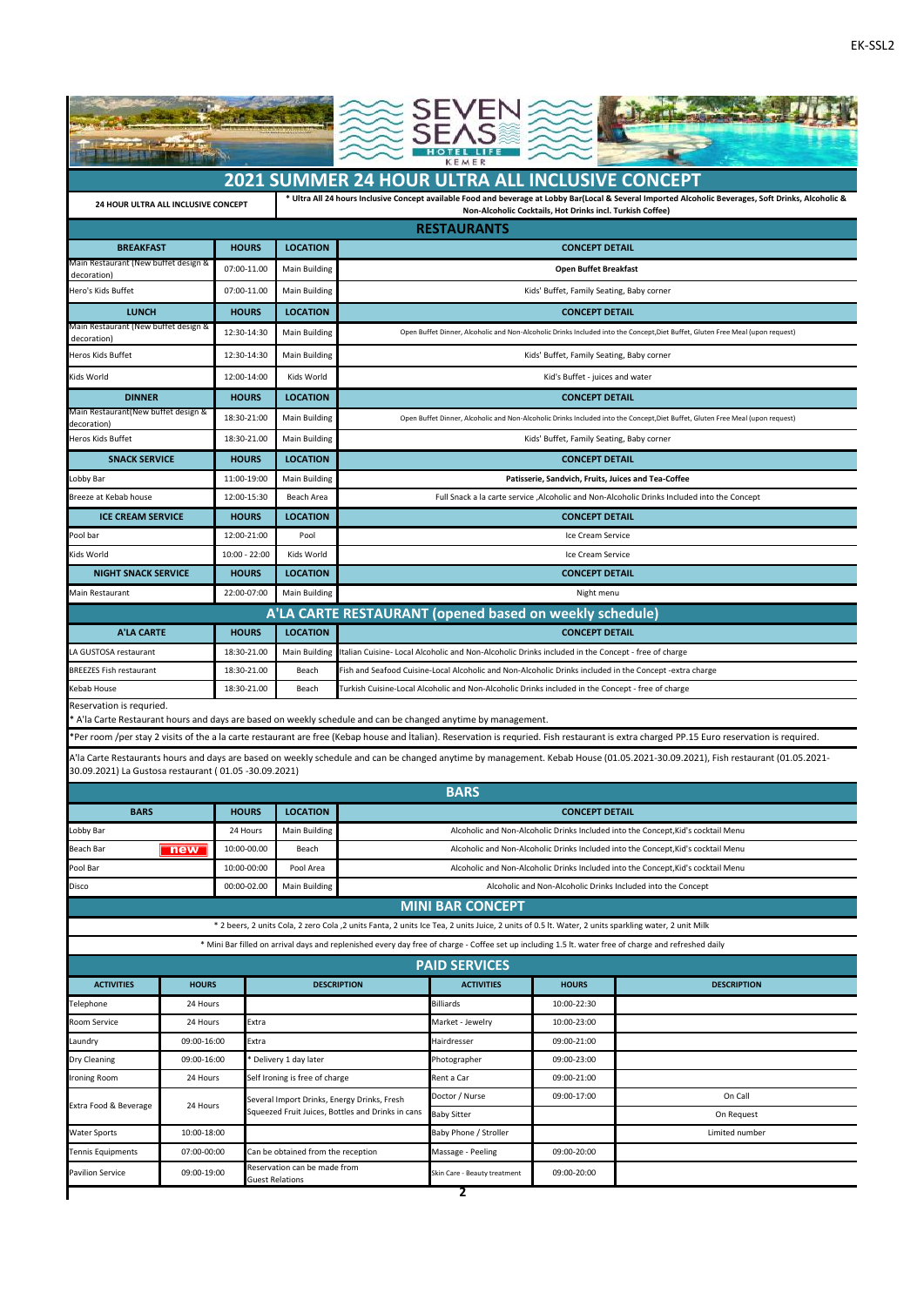EK-SSL2

# 2021 SUMMER 24 HOUR ULTRA ALL INCLUSIVE CONCEPT

| 24 HOUR ULTRA ALL INCLUSIVE CONCEPT | * Ultra All 24 hours Inclusive Concept available Food and beverage at Lobby Bar(Local & Several Imported Alcoholic Beverages, Soft Drinks, Alcoholic & Non-Alcoholic Cocktails, Hot Drinks incl. Turkish Coffee) |
|---|---|

## RESTAURANTS

| BREAKFAST | HOURS | LOCATION | CONCEPT DETAIL |
|---|---|---|---|
| Main Restaurant (New buffet design & decoration) | 07:00-11.00 | Main Building | **Open Buffet Breakfast** |
| Hero's Kids Buffet | 07:00-11.00 | Main Building | Kids' Buffet, Family Seating, Baby corner |
| **LUNCH** | **HOURS** | **LOCATION** | **CONCEPT DETAIL** |
| Main Restaurant (New buffet design & decoration) | 12:30-14:30 | Main Building | Open Buffet Dinner, Alcoholic and Non-Alcoholic Drinks Included into the Concept,Diet Buffet, Gluten Free Meal (upon request) |
| Heros Kids Buffet | 12:30-14:30 | Main Building | Kids' Buffet, Family Seating, Baby corner |
| Kids World | 12:00-14:00 | Kids World | Kid's Buffet - juices and water |
| **DINNER** | **HOURS** | **LOCATION** | **CONCEPT DETAIL** |
| Main Restaurant(New buffet design & decoration) | 18:30-21:00 | Main Building | Open Buffet Dinner, Alcoholic and Non-Alcoholic Drinks Included into the Concept,Diet Buffet, Gluten Free Meal (upon request) |
| Heros Kids Buffet | 18:30-21.00 | Main Building | Kids' Buffet, Family Seating, Baby corner |
| **SNACK SERVICE** | **HOURS** | **LOCATION** | **CONCEPT DETAIL** |
| Lobby Bar | 11:00-19:00 | Main Building | **Patisserie, Sandvich, Fruits, Juices and Tea-Coffee** |
| Breeze at Kebab house | 12:00-15:30 | Beach Area | Full Snack a la carte service ,Alcoholic and Non-Alcoholic Drinks Included into the Concept |
| **ICE CREAM SERVICE** | **HOURS** | **LOCATION** | **CONCEPT DETAIL** |
| Pool bar | 12:00-21:00 | Pool | Ice Cream Service |
| Kids World | 10:00 - 22:00 | Kids World | Ice Cream Service |
| **NIGHT SNACK SERVICE** | **HOURS** | **LOCATION** | **CONCEPT DETAIL** |
| Main Restaurant | 22:00-07:00 | Main Building | Night menu |

## A'LA CARTE RESTAURANT (opened based on weekly schedule)

| A'LA CARTE | HOURS | LOCATION | CONCEPT DETAIL |
|---|---|---|---|
| LA GUSTOSA restaurant | 18:30-21.00 | Main Building | Italian Cuisine- Local Alcoholic and Non-Alcoholic Drinks included in the Concept - free of charge |
| BREEZES Fish restaurant | 18:30-21.00 | Beach | Fish and Seafood Cuisine-Local Alcoholic and Non-Alcoholic Drinks included in the Concept -extra charge |
| Kebab House | 18:30-21.00 | Beach | Turkish Cuisine-Local Alcoholic and Non-Alcoholic Drinks included in the Concept - free of charge |

Reservation is requried.
* A'la Carte Restaurant hours and days are based on weekly schedule and can be changed anytime by management.

*Per room /per stay 2 visits of the a la carte restaurant are free (Kebap house and İtalian). Reservation is requried. Fish restaurant is extra charged PP.15 Euro reservation is required.

A'la Carte Restaurants hours and days are based on weekly schedule and can be changed anytime by management. Kebab House (01.05.2021-30.09.2021), Fish restaurant (01.05.2021-30.09.2021) La Gustosa restaurant ( 01.05 -30.09.2021)

## BARS

| BARS | HOURS | LOCATION | CONCEPT DETAIL |
|---|---|---|---|
| Lobby Bar | 24 Hours | Main Building | Alcoholic and Non-Alcoholic Drinks Included into the Concept,Kid's cocktail Menu |
| Beach Bar **new** | 10:00-00.00 | Beach | Alcoholic and Non-Alcoholic Drinks Included into the Concept,Kid's cocktail Menu |
| Pool Bar | 10:00-00:00 | Pool Area | Alcoholic and Non-Alcoholic Drinks Included into the Concept,Kid's cocktail Menu |
| Disco | 00:00-02.00 | Main Building | Alcoholic and Non-Alcoholic Drinks Included into the Concept |

## MINI BAR CONCEPT

* 2 beers, 2 units Cola, 2 zero Cola ,2 units Fanta, 2 units Ice Tea, 2 units Juice, 2 units of 0.5 lt. Water, 2 units sparkling water, 2 unit Milk

* Mini Bar filled on arrival days and replenished every day free of charge - Coffee set up including 1.5 lt. water free of charge and refreshed daily

## PAID SERVICES

| ACTIVITIES | HOURS | DESCRIPTION | ACTIVITIES | HOURS | DESCRIPTION |
|---|---|---|---|---|---|
| Telephone | 24 Hours | | Billiards | 10:00-22:30 | |
| Room Service | 24 Hours | Extra | Market - Jewelry | 10:00-23:00 | |
| Laundry | 09:00-16:00 | Extra | Hairdresser | 09:00-21:00 | |
| Dry Cleaning | 09:00-16:00 | * Delivery 1 day later | Photographer | 09:00-23:00 | |
| Ironing Room | 24 Hours | Self Ironing is free of charge | Rent a Car | 09:00-21:00 | |
| Extra Food & Beverage | 24 Hours | Several Import Drinks, Energy Drinks, Fresh Squeezed Fruit Juices, Bottles and Drinks in cans | Doctor / Nurse | 09:00-17:00 | On Call |
| | | | Baby Sitter | | On Request |
| Water Sports | 10:00-18:00 | | Baby Phone / Stroller | | Limited number |
| Tennis Equipments | 07:00-00:00 | Can be obtained from the reception | Massage - Peeling | 09:00-20:00 | |
| Pavilion Service | 09:00-19:00 | Reservation can be made from Guest Relations | Skin Care - Beauty treatment | 09:00-20:00 | |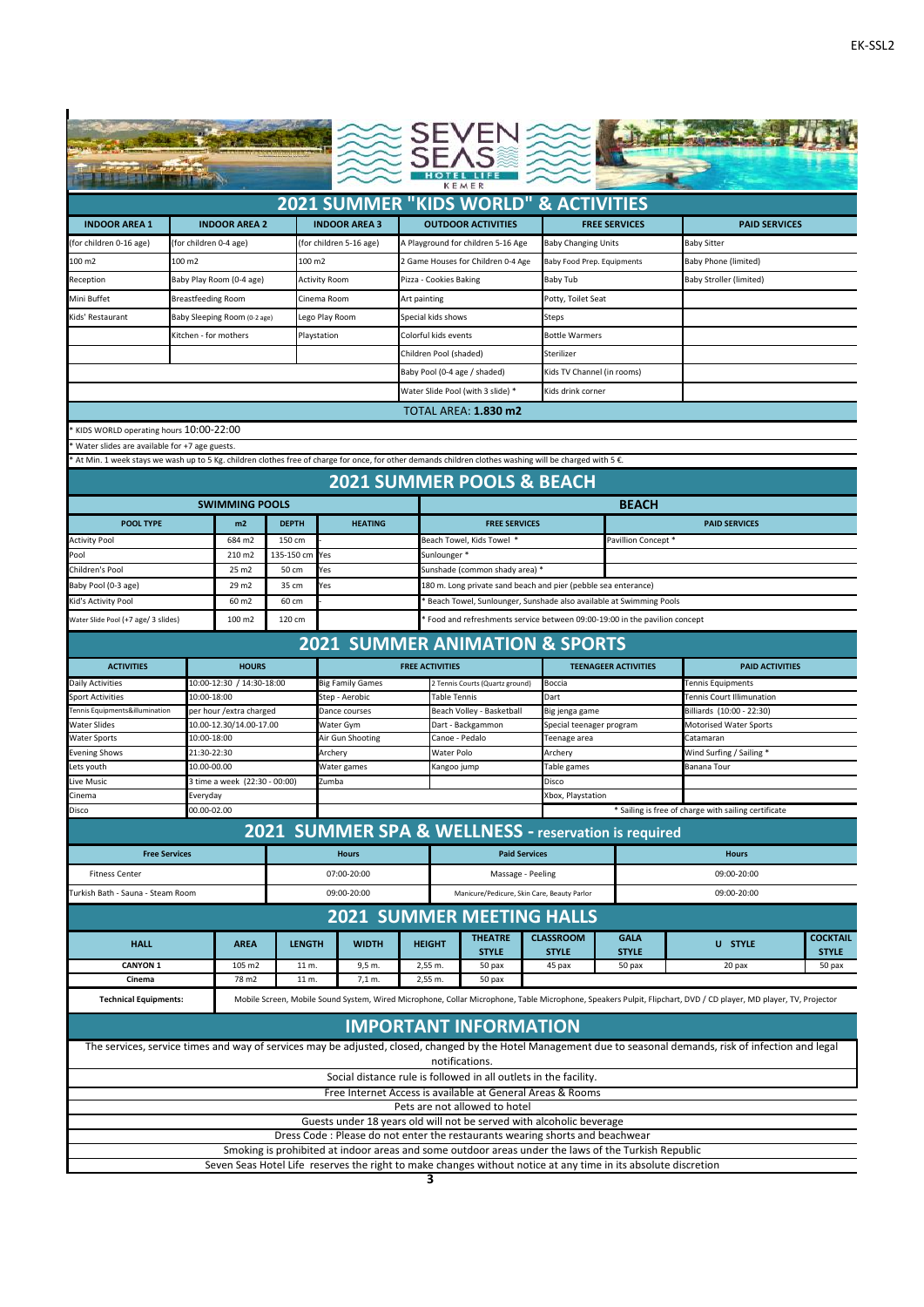# 2021 SUMMER "KIDS WORLD" & ACTIVITIES

| INDOOR AREA 1 | INDOOR AREA 2 | INDOOR AREA 3 | OUTDOOR ACTIVITIES | FREE SERVICES | PAID SERVICES |
|---|---|---|---|---|---|
| (for children 0-16 age) | (for children 0-4 age) | (for children 5-16 age) | A Playground for children 5-16 Age | Baby Changing Units | Baby Sitter |
| 100 m2 | 100 m2 | 100 m2 | 2 Game Houses for Children 0-4 Age | Baby Food Prep. Equipments | Baby Phone (limited) |
| Reception | Baby Play Room (0-4 age) | Activity Room | Pizza - Cookies Baking | Baby Tub | Baby Stroller (limited) |
| Mini Buffet | Breastfeeding Room | Cinema Room | Art painting | Potty, Toilet Seat | |
| Kids' Restaurant | Baby Sleeping Room (0-2 age) | Lego Play Room | Special kids shows | Steps | |
| | Kitchen - for mothers | Playstation | Colorful kids events | Bottle Warmers | |
| | | | Children Pool (shaded) | Sterilizer | |
| | | | Baby Pool (0-4 age / shaded) | Kids TV Channel (in rooms) | |
| | | | Water Slide Pool (with 3 slide) * | Kids drink corner | |

TOTAL AREA: **1.830 m2**

\* KIDS WORLD operating hours 10:00-22:00

\* Water slides are available for +7 age guests.

\* At Min. 1 week stays we wash up to 5 Kg. children clothes free of charge for once, for other demands children clothes washing will be charged with 5 €.

# 2021 SUMMER POOLS & BEACH

| SWIMMING POOLS | | | | BEACH | |
|---|---|---|---|---|---|
| POOL TYPE | m2 | DEPTH | HEATING | FREE SERVICES | PAID SERVICES |
| Activity Pool | 684 m2 | 150 cm | - | Beach Towel, Kids Towel * | Pavillion Concept * |
| Pool | 210 m2 | 135-150 cm | Yes | Sunlounger * | |
| Children's Pool | 25 m2 | 50 cm | Yes | Sunshade (common shady area) * | |
| Baby Pool (0-3 age) | 29 m2 | 35 cm | Yes | 180 m. Long private sand beach and pier (pebble sea enterance) | |
| Kid's Activity Pool | 60 m2 | 60 cm | - | * Beach Towel, Sunlounger, Sunshade also available at Swimming Pools | |
| Water Slide Pool (+7 age/ 3 slides) | 100 m2 | 120 cm | | * Food and refreshments service between 09:00-19:00 in the pavilion concept | |

# 2021 SUMMER ANIMATION & SPORTS

| ACTIVITIES | HOURS | FREE ACTIVITIES | | TEENAGEER ACTIVITIES | PAID ACTIVITIES |
|---|---|---|---|---|---|
| Daily Activities | 10:00-12:30 / 14:30-18:00 | Big Family Games | 2 Tennis Courts (Quartz ground) | Boccia | Tennis Equipments |
| Sport Activities | 10:00-18:00 | Step - Aerobic | Table Tennis | Dart | Tennis Court Illumination |
| Tennis Equipments&Illumination | per hour /extra charged | Dance courses | Beach Volley - Basketball | Big jenga game | Billiards (10:00 - 22:30) |
| Water Slides | 10.00-12.30/14.00-17.00 | Water Gym | Dart - Backgammon | Special teenager program | Motorised Water Sports |
| Water Sports | 10:00-18:00 | Air Gun Shooting | Canoe - Pedalo | Teenage area | Catamaran |
| Evening Shows | 21:30-22:30 | Archery | Water Polo | Archery | Wind Surfing / Sailing * |
| Lets youth | 10.00-00.00 | Water games | Kangoo jump | Table games | Banana Tour |
| Live Music | 3 time a week (22:30 - 00:00) | Zumba | | Disco | |
| Cinema | Everyday | | | Xbox, Playstation | |
| Disco | 00.00-02.00 | | | * Sailing is free of charge with sailing certificate | |

# 2021 SUMMER SPA & WELLNESS - reservation is required

| Free Services | Hours | Paid Services | Hours |
|---|---|---|---|
| Fitness Center | 07:00-20:00 | Massage - Peeling | 09:00-20:00 |
| Turkish Bath - Sauna - Steam Room | 09:00-20:00 | Manicure/Pedicure, Skin Care, Beauty Parlor | 09:00-20:00 |

# 2021 SUMMER MEETING HALLS

| HALL | AREA | LENGTH | WIDTH | HEIGHT | THEATRE STYLE | CLASSROOM STYLE | GALA STYLE | U STYLE | COCKTAIL STYLE |
|---|---|---|---|---|---|---|---|---|---|
| CANYON 1 | 105 m2 | 11 m. | 9,5 m. | 2,55 m. | 50 pax | 45 pax | 50 pax | 20 pax | 50 pax |
| Cinema | 78 m2 | 11 m. | 7,1 m. | 2,55 m. | 50 pax | | | | |
| Technical Equipments: | Mobile Screen, Mobile Sound System, Wired Microphone, Collar Microphone, Table Microphone, Speakers Pulpit, Flipchart, DVD / CD player, MD player, TV, Projector | | | | | | | | |

# IMPORTANT INFORMATION

The services, service times and way of services may be adjusted, closed, changed by the Hotel Management due to seasonal demands, risk of infection and legal notifications.

Social distance rule is followed in all outlets in the facility.

Free Internet Access is available at General Areas & Rooms

Pets are not allowed to hotel

Guests under 18 years old will not be served with alcoholic beverage

Dress Code : Please do not enter the restaurants wearing shorts and beachwear

Smoking is prohibited at indoor areas and some outdoor areas under the laws of the Turkish Republic

Seven Seas Hotel Life reserves the right to make changes without notice at any time in its absolute discretion